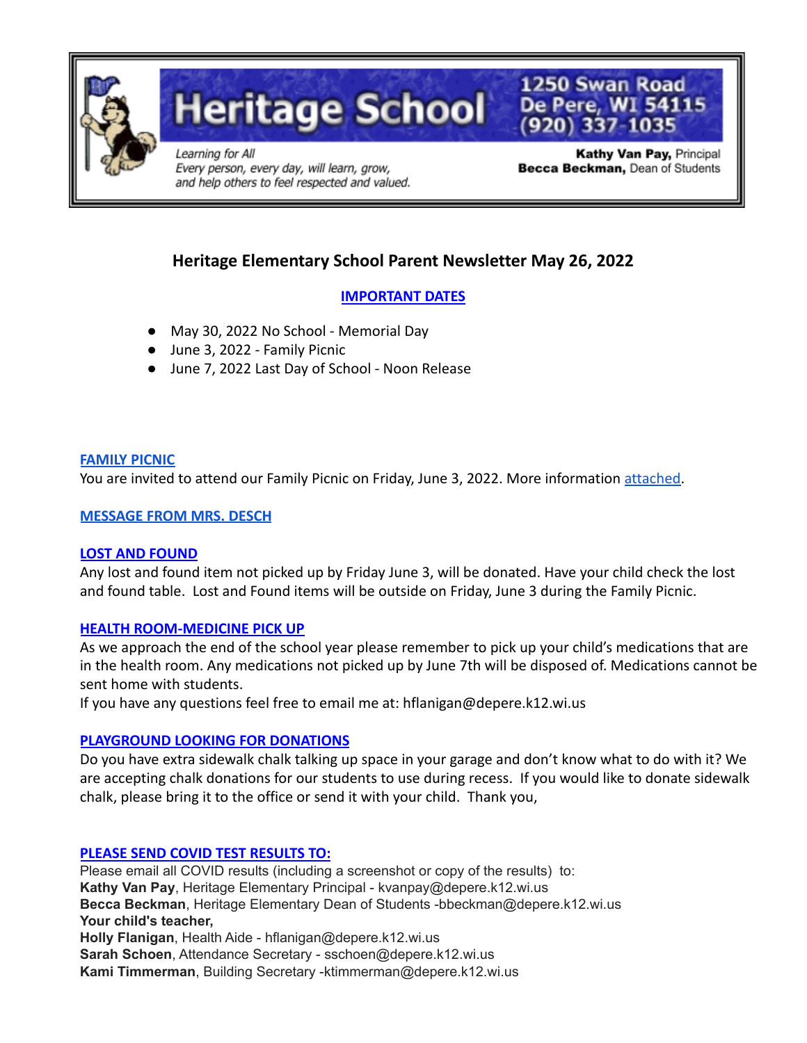Heritage School

1250 Swan Road
De Pere, WI 54115
(920) 337-1035

*Learning for All*
*Every person, every day, will learn, grow, and help others to feel respected and valued.*

**Kathy Van Pay,** Principal
**Becca Beckman,** Dean of Students

# Heritage Elementary School Parent Newsletter May 26, 2022

## IMPORTANT DATES

- May 30, 2022 No School - Memorial Day
- June 3, 2022 - Family Picnic
- June 7, 2022 Last Day of School - Noon Release

## FAMILY PICNIC

You are invited to attend our Family Picnic on Friday, June 3, 2022. More information attached.

## MESSAGE FROM MRS. DESCH

## LOST AND FOUND

Any lost and found item not picked up by Friday June 3, will be donated. Have your child check the lost and found table. Lost and Found items will be outside on Friday, June 3 during the Family Picnic.

## HEALTH ROOM-MEDICINE PICK UP

As we approach the end of the school year please remember to pick up your child's medications that are in the health room. Any medications not picked up by June 7th will be disposed of. Medications cannot be sent home with students.

If you have any questions feel free to email me at: hflanigan@depere.k12.wi.us

## PLAYGROUND LOOKING FOR DONATIONS

Do you have extra sidewalk chalk talking up space in your garage and don't know what to do with it? We are accepting chalk donations for our students to use during recess. If you would like to donate sidewalk chalk, please bring it to the office or send it with your child. Thank you,

## PLEASE SEND COVID TEST RESULTS TO:

Please email all COVID results (including a screenshot or copy of the results) to:
**Kathy Van Pay**, Heritage Elementary Principal - kvanpay@depere.k12.wi.us
**Becca Beckman**, Heritage Elementary Dean of Students -bbeckman@depere.k12.wi.us
**Your child's teacher,**
**Holly Flanigan**, Health Aide - hflanigan@depere.k12.wi.us
**Sarah Schoen**, Attendance Secretary - sschoen@depere.k12.wi.us
**Kami Timmerman**, Building Secretary -ktimmerman@depere.k12.wi.us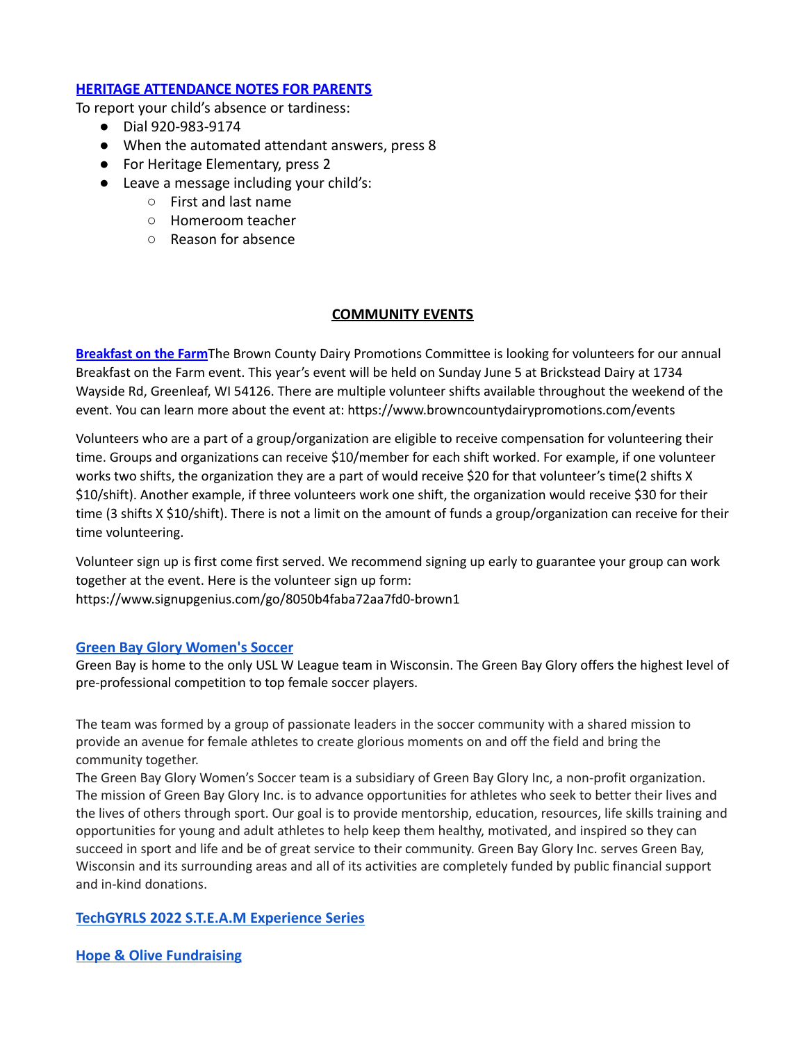## HERITAGE ATTENDANCE NOTES FOR PARENTS

To report your child's absence or tardiness:

- Dial 920-983-9174
- When the automated attendant answers, press 8
- For Heritage Elementary, press 2
- Leave a message including your child's:
  - First and last name
  - Homeroom teacher
  - Reason for absence

## COMMUNITY EVENTS

**Breakfast on the Farm**The Brown County Dairy Promotions Committee is looking for volunteers for our annual Breakfast on the Farm event. This year's event will be held on Sunday June 5 at Brickstead Dairy at 1734 Wayside Rd, Greenleaf, WI 54126. There are multiple volunteer shifts available throughout the weekend of the event. You can learn more about the event at: https://www.browncountydairypromotions.com/events

Volunteers who are a part of a group/organization are eligible to receive compensation for volunteering their time. Groups and organizations can receive $10/member for each shift worked. For example, if one volunteer works two shifts, the organization they are a part of would receive $20 for that volunteer's time(2 shifts X $10/shift). Another example, if three volunteers work one shift, the organization would receive $30 for their time (3 shifts X $10/shift). There is not a limit on the amount of funds a group/organization can receive for their time volunteering.

Volunteer sign up is first come first served. We recommend signing up early to guarantee your group can work together at the event. Here is the volunteer sign up form:
https://www.signupgenius.com/go/8050b4faba72aa7fd0-brown1

### Green Bay Glory Women's Soccer

Green Bay is home to the only USL W League team in Wisconsin. The Green Bay Glory offers the highest level of pre-professional competition to top female soccer players.

The team was formed by a group of passionate leaders in the soccer community with a shared mission to provide an avenue for female athletes to create glorious moments on and off the field and bring the community together.
The Green Bay Glory Women's Soccer team is a subsidiary of Green Bay Glory Inc, a non-profit organization. The mission of Green Bay Glory Inc. is to advance opportunities for athletes who seek to better their lives and the lives of others through sport. Our goal is to provide mentorship, education, resources, life skills training and opportunities for young and adult athletes to help keep them healthy, motivated, and inspired so they can succeed in sport and life and be of great service to their community. Green Bay Glory Inc. serves Green Bay, Wisconsin and its surrounding areas and all of its activities are completely funded by public financial support and in-kind donations.

### TechGYRLS 2022 S.T.E.A.M Experience Series

### Hope & Olive Fundraising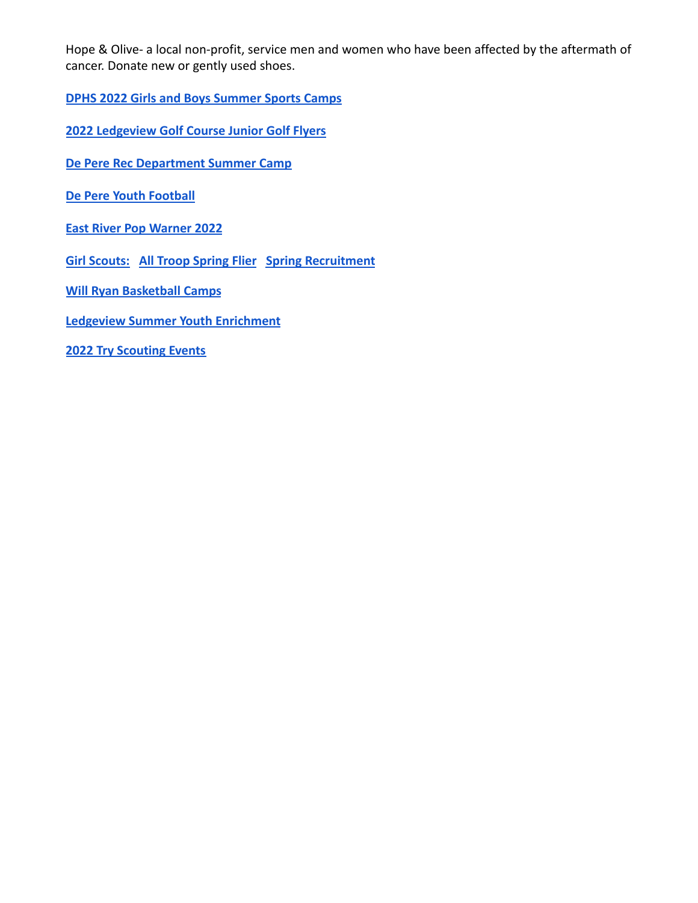Hope & Olive- a local non-profit, service men and women who have been affected by the aftermath of cancer. Donate new or gently used shoes.

**DPHS 2022 Girls and Boys Summer Sports Camps**

**2022 Ledgeview Golf Course Junior Golf Flyers**

**De Pere Rec Department Summer Camp**

**De Pere Youth Football**

**East River Pop Warner 2022**

**Girl Scouts:** **All Troop Spring Flier** **Spring Recruitment**

**Will Ryan Basketball Camps**

**Ledgeview Summer Youth Enrichment**

**2022 Try Scouting Events**